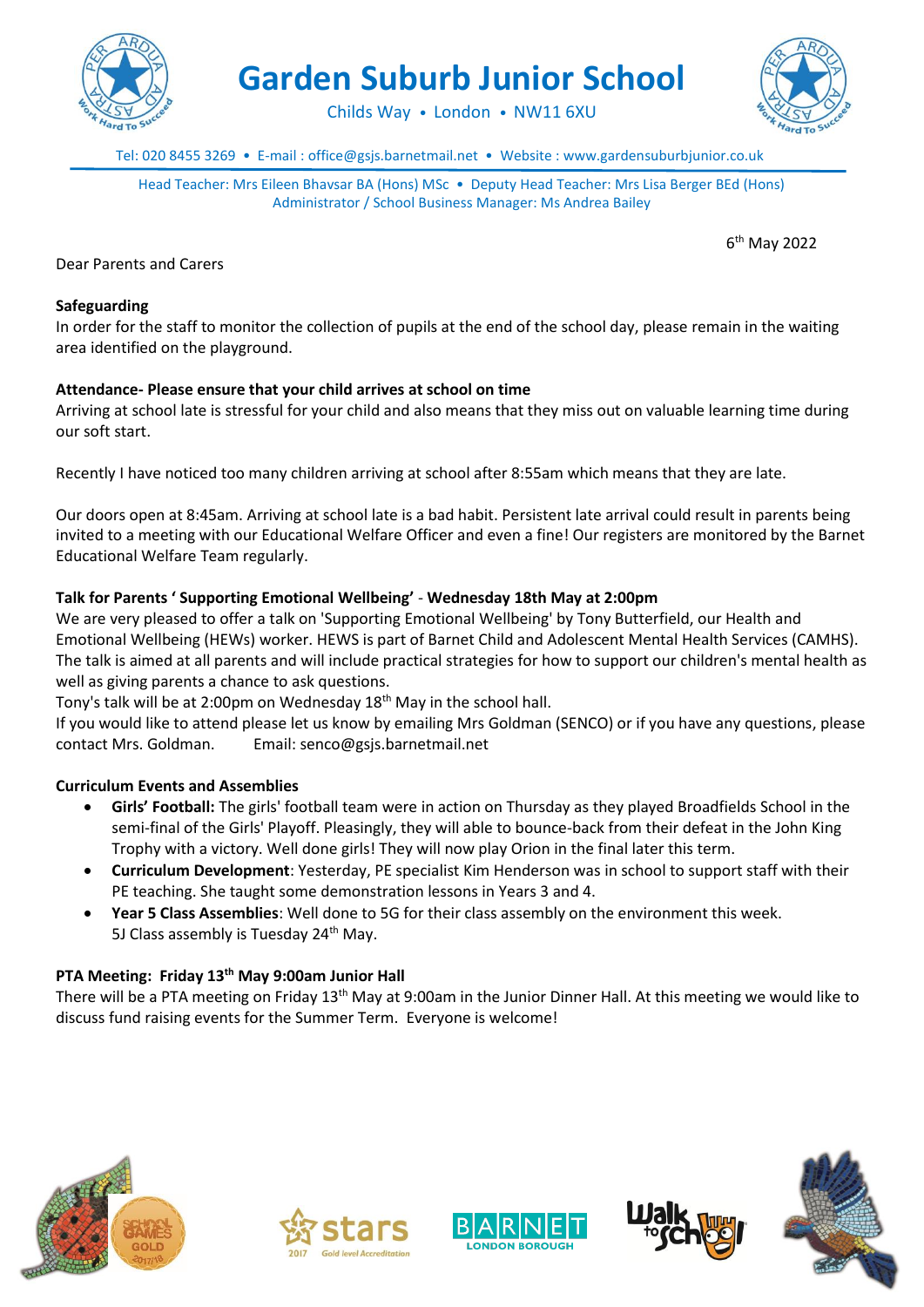# Garden Suburb Junior School

Childs Way • London • NW11 6XU

Tel: 020 8455 3269 • E-mail : office@gsjs.barnetmail.net • Website : www.gardensuburbjunior.co.uk

Head Teacher: Mrs Eileen Bhavsar BA (Hons) MSc • Deputy Head Teacher: Mrs Lisa Berger BEd (Hons)
Administrator / School Business Manager: Ms Andrea Bailey

6th May 2022

Dear Parents and Carers

**Safeguarding**

In order for the staff to monitor the collection of pupils at the end of the school day, please remain in the waiting area identified on the playground.

**Attendance- Please ensure that your child arrives at school on time**

Arriving at school late is stressful for your child and also means that they miss out on valuable learning time during our soft start.

Recently I have noticed too many children arriving at school after 8:55am which means that they are late.

Our doors open at 8:45am. Arriving at school late is a bad habit. Persistent late arrival could result in parents being invited to a meeting with our Educational Welfare Officer and even a fine! Our registers are monitored by the Barnet Educational Welfare Team regularly.

**Talk for Parents ' Supporting Emotional Wellbeing'** - **Wednesday 18th May at 2:00pm**

We are very pleased to offer a talk on 'Supporting Emotional Wellbeing' by Tony Butterfield, our Health and Emotional Wellbeing (HEWs) worker. HEWS is part of Barnet Child and Adolescent Mental Health Services (CAMHS). The talk is aimed at all parents and will include practical strategies for how to support our children's mental health as well as giving parents a chance to ask questions.

Tony's talk will be at 2:00pm on Wednesday 18th May in the school hall.

If you would like to attend please let us know by emailing Mrs Goldman (SENCO) or if you have any questions, please contact Mrs. Goldman. Email: senco@gsjs.barnetmail.net

**Curriculum Events and Assemblies**

- **Girls' Football:** The girls' football team were in action on Thursday as they played Broadfields School in the semi-final of the Girls' Playoff. Pleasingly, they will able to bounce-back from their defeat in the John King Trophy with a victory. Well done girls! They will now play Orion in the final later this term.
- **Curriculum Development**: Yesterday, PE specialist Kim Henderson was in school to support staff with their PE teaching. She taught some demonstration lessons in Years 3 and 4.
- **Year 5 Class Assemblies**: Well done to 5G for their class assembly on the environment this week. 5J Class assembly is Tuesday 24th May.

**PTA Meeting: Friday 13th May 9:00am Junior Hall**

There will be a PTA meeting on Friday 13th May at 9:00am in the Junior Dinner Hall. At this meeting we would like to discuss fund raising events for the Summer Term. Everyone is welcome!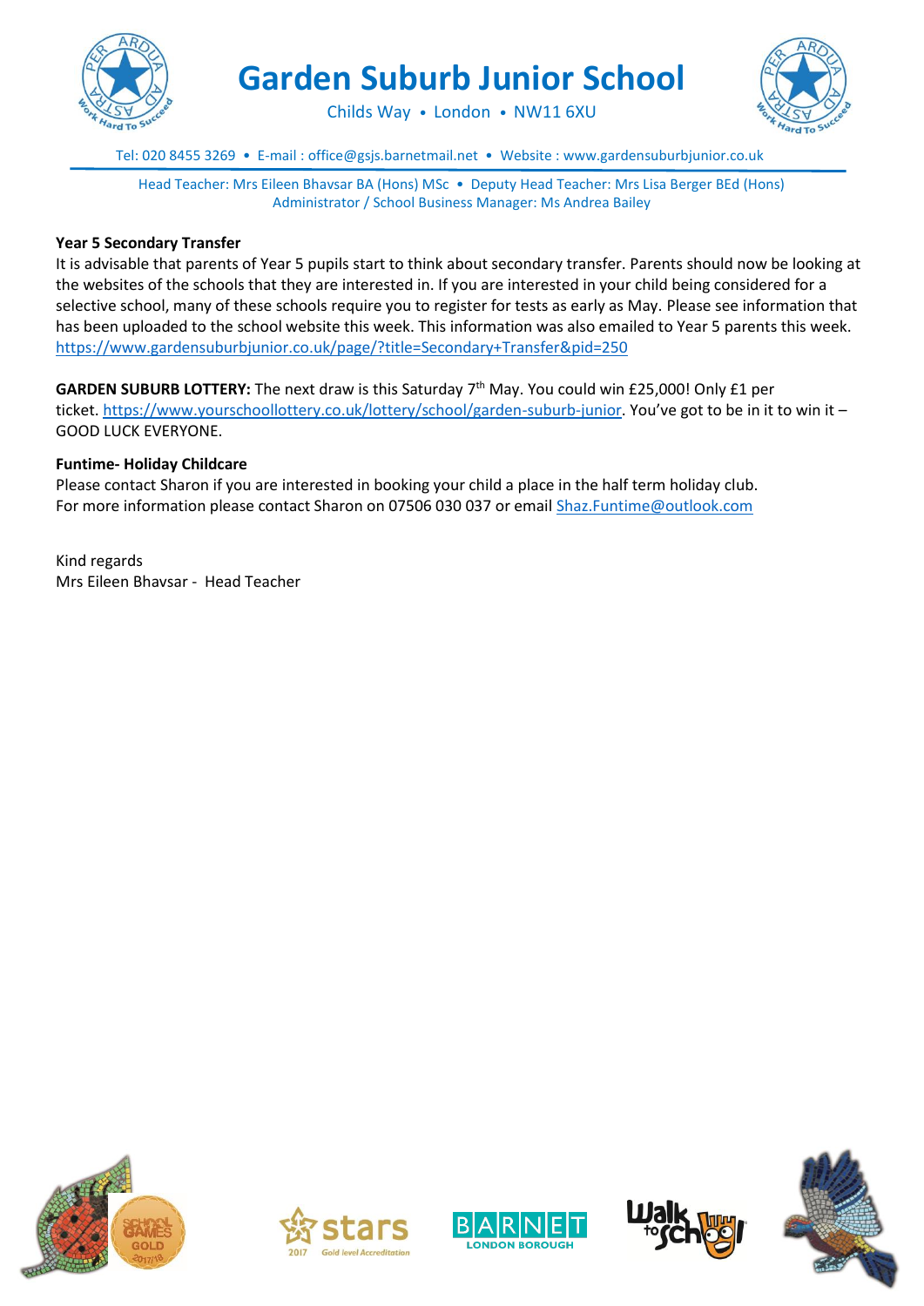# Garden Suburb Junior School

Childs Way • London • NW11 6XU

Tel: 020 8455 3269 • E-mail : office@gsjs.barnetmail.net • Website : www.gardensuburbjunior.co.uk

Head Teacher: Mrs Eileen Bhavsar BA (Hons) MSc • Deputy Head Teacher: Mrs Lisa Berger BEd (Hons)
Administrator / School Business Manager: Ms Andrea Bailey

**Year 5 Secondary Transfer**

It is advisable that parents of Year 5 pupils start to think about secondary transfer. Parents should now be looking at the websites of the schools that they are interested in. If you are interested in your child being considered for a selective school, many of these schools require you to register for tests as early as May. Please see information that has been uploaded to the school website this week. This information was also emailed to Year 5 parents this week.
https://www.gardensuburbjunior.co.uk/page/?title=Secondary+Transfer&pid=250

**GARDEN SUBURB LOTTERY:** The next draw is this Saturday 7th May. You could win £25,000! Only £1 per ticket. https://www.yourschoollottery.co.uk/lottery/school/garden-suburb-junior. You've got to be in it to win it – GOOD LUCK EVERYONE.

**Funtime- Holiday Childcare**

Please contact Sharon if you are interested in booking your child a place in the half term holiday club.
For more information please contact Sharon on 07506 030 037 or email Shaz.Funtime@outlook.com

Kind regards
Mrs Eileen Bhavsar - Head Teacher